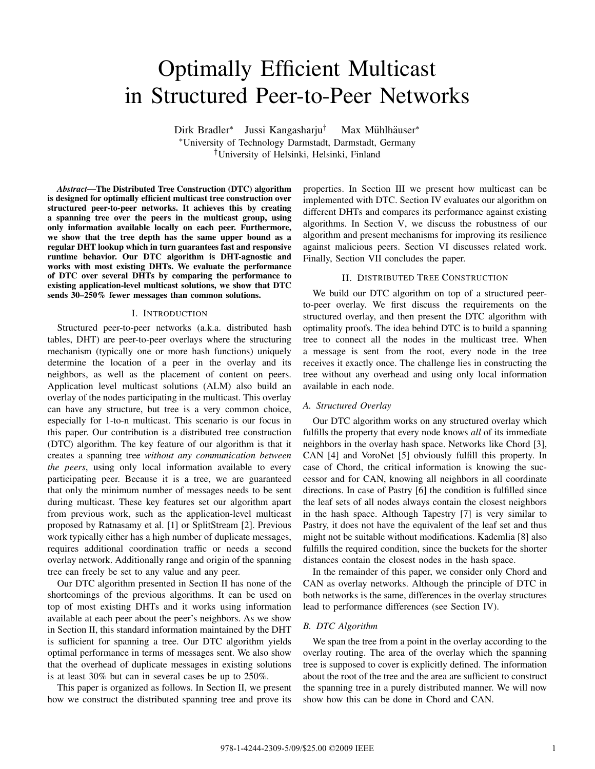# Optimally Efficient Multicast in Structured Peer-to-Peer Networks

Dirk Bradler* Jussi Kangasharju† Max Mühlhäuser*

*University of Technology Darmstadt, Darmstadt, Germany

†University of Helsinki, Helsinki, Finland

***Abstract*—The Distributed Tree Construction (DTC) algorithm is designed for optimally efficient multicast tree construction over structured peer-to-peer networks. It achieves this by creating a spanning tree over the peers in the multicast group, using only information available locally on each peer. Furthermore, we show that the tree depth has the same upper bound as a regular DHT lookup which in turn guarantees fast and responsive runtime behavior. Our DTC algorithm is DHT-agnostic and works with most existing DHTs. We evaluate the performance of DTC over several DHTs by comparing the performance to existing application-level multicast solutions, we show that DTC sends 30–250% fewer messages than common solutions.**

## I. Introduction

Structured peer-to-peer networks (a.k.a. distributed hash tables, DHT) are peer-to-peer overlays where the structuring mechanism (typically one or more hash functions) uniquely determine the location of a peer in the overlay and its neighbors, as well as the placement of content on peers. Application level multicast solutions (ALM) also build an overlay of the nodes participating in the multicast. This overlay can have any structure, but tree is a very common choice, especially for 1-to-n multicast. This scenario is our focus in this paper. Our contribution is a distributed tree construction (DTC) algorithm. The key feature of our algorithm is that it creates a spanning tree *without any communication between the peers*, using only local information available to every participating peer. Because it is a tree, we are guaranteed that only the minimum number of messages needs to be sent during multicast. These key features set our algorithm apart from previous work, such as the application-level multicast proposed by Ratnasamy et al. [1] or SplitStream [2]. Previous work typically either has a high number of duplicate messages, requires additional coordination traffic or needs a second overlay network. Additionally range and origin of the spanning tree can freely be set to any value and any peer.

Our DTC algorithm presented in Section II has none of the shortcomings of the previous algorithms. It can be used on top of most existing DHTs and it works using information available at each peer about the peer's neighbors. As we show in Section II, this standard information maintained by the DHT is sufficient for spanning a tree. Our DTC algorithm yields optimal performance in terms of messages sent. We also show that the overhead of duplicate messages in existing solutions is at least 30% but can in several cases be up to 250%.

This paper is organized as follows. In Section II, we present how we construct the distributed spanning tree and prove its properties. In Section III we present how multicast can be implemented with DTC. Section IV evaluates our algorithm on different DHTs and compares its performance against existing algorithms. In Section V, we discuss the robustness of our algorithm and present mechanisms for improving its resilience against malicious peers. Section VI discusses related work. Finally, Section VII concludes the paper.

## II. Distributed Tree Construction

We build our DTC algorithm on top of a structured peer-to-peer overlay. We first discuss the requirements on the structured overlay, and then present the DTC algorithm with optimality proofs. The idea behind DTC is to build a spanning tree to connect all the nodes in the multicast tree. When a message is sent from the root, every node in the tree receives it exactly once. The challenge lies in constructing the tree without any overhead and using only local information available in each node.

### A. Structured Overlay

Our DTC algorithm works on any structured overlay which fulfills the property that every node knows *all* of its immediate neighbors in the overlay hash space. Networks like Chord [3], CAN [4] and VoroNet [5] obviously fulfill this property. In case of Chord, the critical information is knowing the successor and for CAN, knowing all neighbors in all coordinate directions. In case of Pastry [6] the condition is fulfilled since the leaf sets of all nodes always contain the closest neighbors in the hash space. Although Tapestry [7] is very similar to Pastry, it does not have the equivalent of the leaf set and thus might not be suitable without modifications. Kademlia [8] also fulfills the required condition, since the buckets for the shorter distances contain the closest nodes in the hash space.

In the remainder of this paper, we consider only Chord and CAN as overlay networks. Although the principle of DTC in both networks is the same, differences in the overlay structures lead to performance differences (see Section IV).

### B. DTC Algorithm

We span the tree from a point in the overlay according to the overlay routing. The area of the overlay which the spanning tree is supposed to cover is explicitly defined. The information about the root of the tree and the area are sufficient to construct the spanning tree in a purely distributed manner. We will now show how this can be done in Chord and CAN.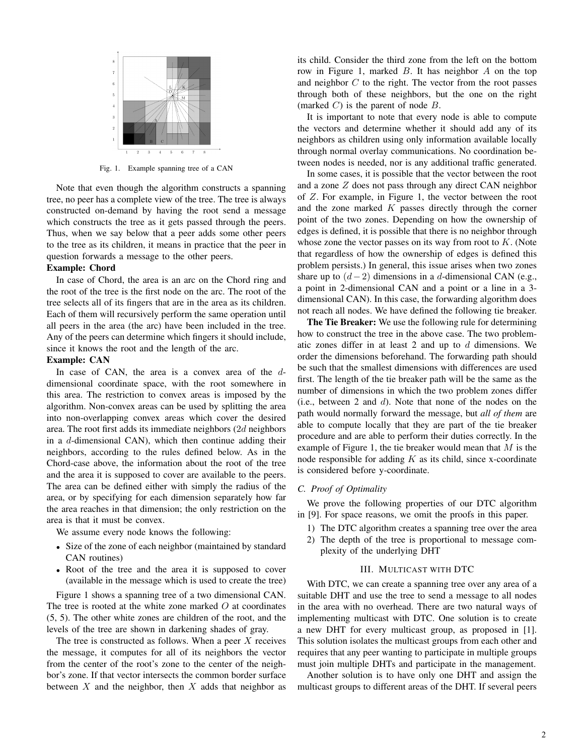Fig. 1. Example spanning tree of a CAN

Note that even though the algorithm constructs a spanning tree, no peer has a complete view of the tree. The tree is always constructed on-demand by having the root send a message which constructs the tree as it gets passed through the peers. Thus, when we say below that a peer adds some other peers to the tree as its children, it means in practice that the peer in question forwards a message to the other peers.

**Example: Chord**

In case of Chord, the area is an arc on the Chord ring and the root of the tree is the first node on the arc. The root of the tree selects all of its fingers that are in the area as its children. Each of them will recursively perform the same operation until all peers in the area (the arc) have been included in the tree. Any of the peers can determine which fingers it should include, since it knows the root and the length of the arc.

**Example: CAN**

In case of CAN, the area is a convex area of the $d$-dimensional coordinate space, with the root somewhere in this area. The restriction to convex areas is imposed by the algorithm. Non-convex areas can be used by splitting the area into non-overlapping convex areas which cover the desired area. The root first adds its immediate neighbors ($2d$ neighbors in a $d$-dimensional CAN), which then continue adding their neighbors, according to the rules defined below. As in the Chord-case above, the information about the root of the tree and the area it is supposed to cover are available to the peers. The area can be defined either with simply the radius of the area, or by specifying for each dimension separately how far the area reaches in that dimension; the only restriction on the area is that it must be convex.

We assume every node knows the following:

- Size of the zone of each neighbor (maintained by standard CAN routines)
- Root of the tree and the area it is supposed to cover (available in the message which is used to create the tree)

Figure 1 shows a spanning tree of a two dimensional CAN. The tree is rooted at the white zone marked $O$ at coordinates (5, 5). The other white zones are children of the root, and the levels of the tree are shown in darkening shades of gray.

The tree is constructed as follows. When a peer $X$ receives the message, it computes for all of its neighbors the vector from the center of the root's zone to the center of the neighbor's zone. If that vector intersects the common border surface between $X$ and the neighbor, then $X$ adds that neighbor as its child. Consider the third zone from the left on the bottom row in Figure 1, marked $B$. It has neighbor $A$ on the top and neighbor $C$ to the right. The vector from the root passes through both of these neighbors, but the one on the right (marked $C$) is the parent of node $B$.

It is important to note that every node is able to compute the vectors and determine whether it should add any of its neighbors as children using only information available locally through normal overlay communications. No coordination between nodes is needed, nor is any additional traffic generated.

In some cases, it is possible that the vector between the root and a zone $Z$ does not pass through any direct CAN neighbor of $Z$. For example, in Figure 1, the vector between the root and the zone marked $K$ passes directly through the corner point of the two zones. Depending on how the ownership of edges is defined, it is possible that there is no neighbor through whose zone the vector passes on its way from root to $K$. (Note that regardless of how the ownership of edges is defined this problem persists.) In general, this issue arises when two zones share up to $(d-2)$ dimensions in a $d$-dimensional CAN (e.g., a point in 2-dimensional CAN and a point or a line in a 3-dimensional CAN). In this case, the forwarding algorithm does not reach all nodes. We have defined the following tie breaker.

**The Tie Breaker:** We use the following rule for determining how to construct the tree in the above case. The two problematic zones differ in at least 2 and up to $d$ dimensions. We order the dimensions beforehand. The forwarding path should be such that the smallest dimensions with differences are used first. The length of the tie breaker path will be the same as the number of dimensions in which the two problem zones differ (i.e., between 2 and $d$). Note that none of the nodes on the path would normally forward the message, but *all of them* are able to compute locally that they are part of the tie breaker procedure and are able to perform their duties correctly. In the example of Figure 1, the tie breaker would mean that $M$ is the node responsible for adding $K$ as its child, since x-coordinate is considered before y-coordinate.

### C. Proof of Optimality

We prove the following properties of our DTC algorithm in [9]. For space reasons, we omit the proofs in this paper.

1) The DTC algorithm creates a spanning tree over the area
2) The depth of the tree is proportional to message complexity of the underlying DHT

## III. Multicast with DTC

With DTC, we can create a spanning tree over any area of a suitable DHT and use the tree to send a message to all nodes in the area with no overhead. There are two natural ways of implementing multicast with DTC. One solution is to create a new DHT for every multicast group, as proposed in [1]. This solution isolates the multicast groups from each other and requires that any peer wanting to participate in multiple groups must join multiple DHTs and participate in the management.

Another solution is to have only one DHT and assign the multicast groups to different areas of the DHT. If several peers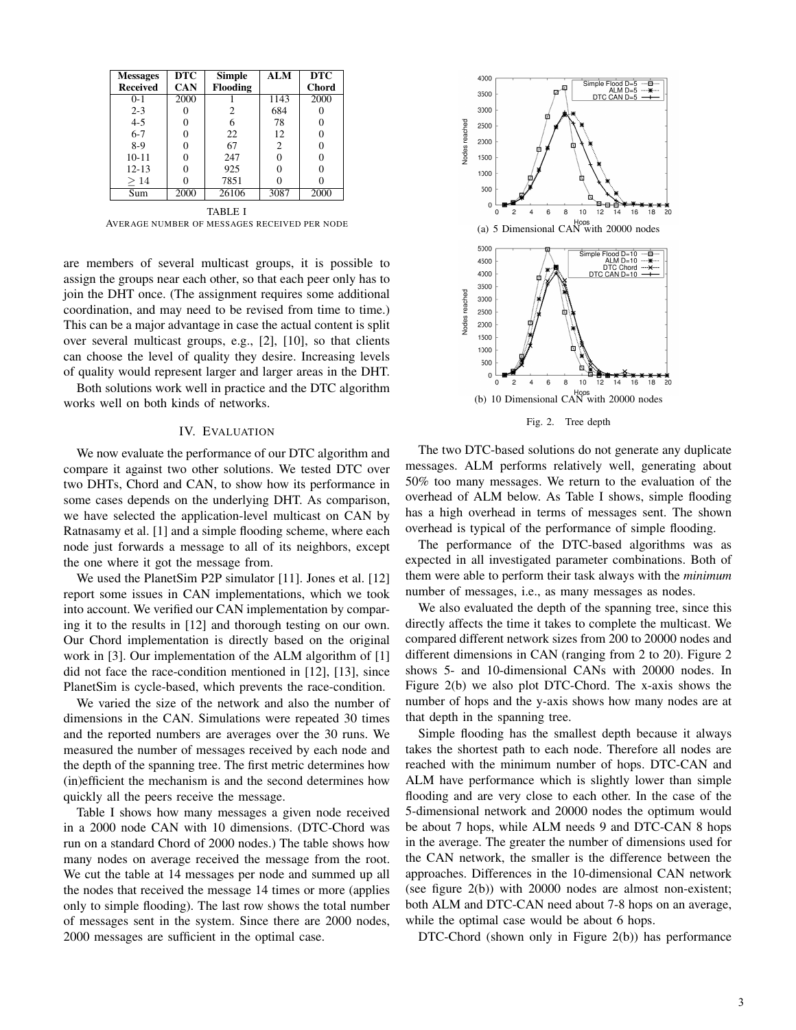| Messages Received | DTC CAN | Simple Flooding | ALM | DTC Chord |
|---|---|---|---|---|
| 0-1 | 2000 | 1 | 1143 | 2000 |
| 2-3 | 0 | 2 | 684 | 0 |
| 4-5 | 0 | 6 | 78 | 0 |
| 6-7 | 0 | 22 | 12 | 0 |
| 8-9 | 0 | 67 | 2 | 0 |
| 10-11 | 0 | 247 | 0 | 0 |
| 12-13 | 0 | 925 | 0 | 0 |
| $\geq 14$ | 0 | 7851 | 0 | 0 |
| Sum | 2000 | 26106 | 3087 | 2000 |

TABLE I
AVERAGE NUMBER OF MESSAGES RECEIVED PER NODE

are members of several multicast groups, it is possible to assign the groups near each other, so that each peer only has to join the DHT once. (The assignment requires some additional coordination, and may need to be revised from time to time.) This can be a major advantage in case the actual content is split over several multicast groups, e.g., [2], [10], so that clients can choose the level of quality they desire. Increasing levels of quality would represent larger and larger areas in the DHT.

Both solutions work well in practice and the DTC algorithm works well on both kinds of networks.

## IV. Evaluation

We now evaluate the performance of our DTC algorithm and compare it against two other solutions. We tested DTC over two DHTs, Chord and CAN, to show how its performance in some cases depends on the underlying DHT. As comparison, we have selected the application-level multicast on CAN by Ratnasamy et al. [1] and a simple flooding scheme, where each node just forwards a message to all of its neighbors, except the one where it got the message from.

We used the PlanetSim P2P simulator [11]. Jones et al. [12] report some issues in CAN implementations, which we took into account. We verified our CAN implementation by comparing it to the results in [12] and thorough testing on our own. Our Chord implementation is directly based on the original work in [3]. Our implementation of the ALM algorithm of [1] did not face the race-condition mentioned in [12], [13], since PlanetSim is cycle-based, which prevents the race-condition.

We varied the size of the network and also the number of dimensions in the CAN. Simulations were repeated 30 times and the reported numbers are averages over the 30 runs. We measured the number of messages received by each node and the depth of the spanning tree. The first metric determines how (in)efficient the mechanism is and the second determines how quickly all the peers receive the message.

Table I shows how many messages a given node received in a 2000 node CAN with 10 dimensions. (DTC-Chord was run on a standard Chord of 2000 nodes.) The table shows how many nodes on average received the message from the root. We cut the table at 14 messages per node and summed up all the nodes that received the message 14 times or more (applies only to simple flooding). The last row shows the total number of messages sent in the system. Since there are 2000 nodes, 2000 messages are sufficient in the optimal case.

(a) 5 Dimensional CAN with 20000 nodes

(b) 10 Dimensional CAN with 20000 nodes

Fig. 2. Tree depth

The two DTC-based solutions do not generate any duplicate messages. ALM performs relatively well, generating about 50% too many messages. We return to the evaluation of the overhead of ALM below. As Table I shows, simple flooding has a high overhead in terms of messages sent. The shown overhead is typical of the performance of simple flooding.

The performance of the DTC-based algorithms was as expected in all investigated parameter combinations. Both of them were able to perform their task always with the *minimum* number of messages, i.e., as many messages as nodes.

We also evaluated the depth of the spanning tree, since this directly affects the time it takes to complete the multicast. We compared different network sizes from 200 to 20000 nodes and different dimensions in CAN (ranging from 2 to 20). Figure 2 shows 5- and 10-dimensional CANs with 20000 nodes. In Figure 2(b) we also plot DTC-Chord. The x-axis shows the number of hops and the y-axis shows how many nodes are at that depth in the spanning tree.

Simple flooding has the smallest depth because it always takes the shortest path to each node. Therefore all nodes are reached with the minimum number of hops. DTC-CAN and ALM have performance which is slightly lower than simple flooding and are very close to each other. In the case of the 5-dimensional network and 20000 nodes the optimum would be about 7 hops, while ALM needs 9 and DTC-CAN 8 hops in the average. The greater the number of dimensions used for the CAN network, the smaller is the difference between the approaches. Differences in the 10-dimensional CAN network (see figure 2(b)) with 20000 nodes are almost non-existent; both ALM and DTC-CAN need about 7-8 hops on an average, while the optimal case would be about 6 hops.

DTC-Chord (shown only in Figure 2(b)) has performance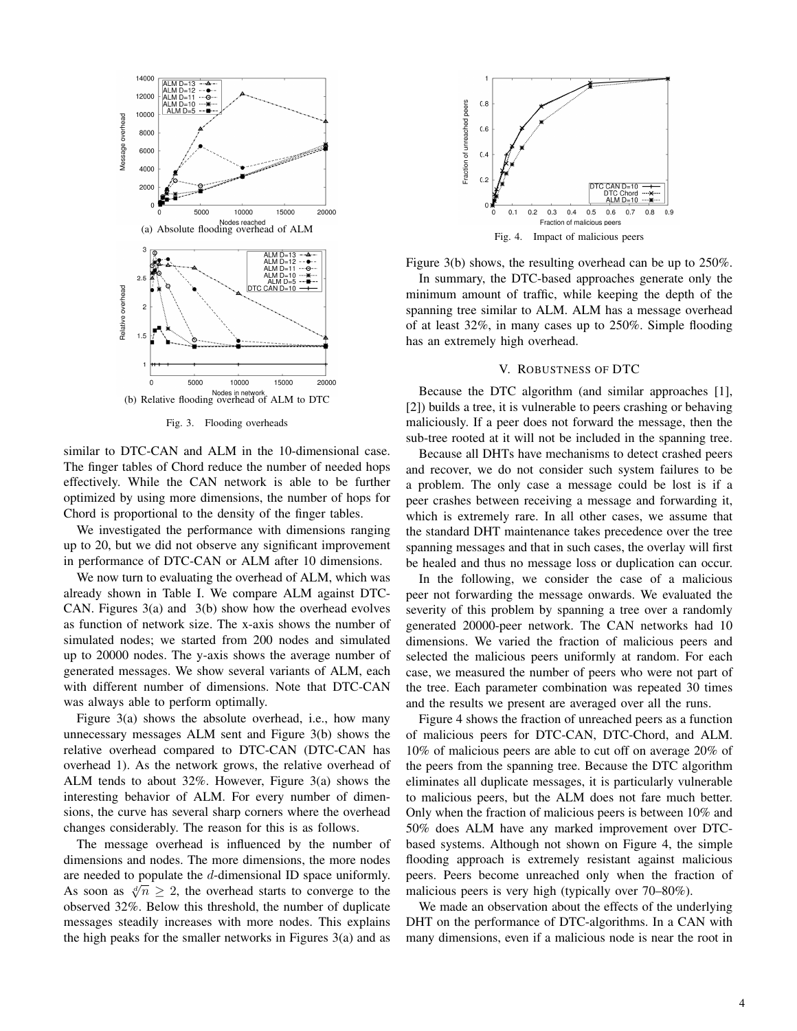(a) Absolute flooding overhead of ALM

(b) Relative flooding overhead of ALM to DTC

Fig. 3. Flooding overheads

similar to DTC-CAN and ALM in the 10-dimensional case. The finger tables of Chord reduce the number of needed hops effectively. While the CAN network is able to be further optimized by using more dimensions, the number of hops for Chord is proportional to the density of the finger tables.

We investigated the performance with dimensions ranging up to 20, but we did not observe any significant improvement in performance of DTC-CAN or ALM after 10 dimensions.

We now turn to evaluating the overhead of ALM, which was already shown in Table I. We compare ALM against DTC-CAN. Figures 3(a) and 3(b) show how the overhead evolves as function of network size. The x-axis shows the number of simulated nodes; we started from 200 nodes and simulated up to 20000 nodes. The y-axis shows the average number of generated messages. We show several variants of ALM, each with different number of dimensions. Note that DTC-CAN was always able to perform optimally.

Figure 3(a) shows the absolute overhead, i.e., how many unnecessary messages ALM sent and Figure 3(b) shows the relative overhead compared to DTC-CAN (DTC-CAN has overhead 1). As the network grows, the relative overhead of ALM tends to about 32%. However, Figure 3(a) shows the interesting behavior of ALM. For every number of dimensions, the curve has several sharp corners where the overhead changes considerably. The reason for this is as follows.

The message overhead is influenced by the number of dimensions and nodes. The more dimensions, the more nodes are needed to populate the $d$-dimensional ID space uniformly. As soon as $\sqrt[d]{n} \geq 2$, the overhead starts to converge to the observed 32%. Below this threshold, the number of duplicate messages steadily increases with more nodes. This explains the high peaks for the smaller networks in Figures 3(a) and as Figure 3(b) shows, the resulting overhead can be up to 250%.

Fig. 4. Impact of malicious peers

In summary, the DTC-based approaches generate only the minimum amount of traffic, while keeping the depth of the spanning tree similar to ALM. ALM has a message overhead of at least 32%, in many cases up to 250%. Simple flooding has an extremely high overhead.

## V. Robustness of DTC

Because the DTC algorithm (and similar approaches [1], [2]) builds a tree, it is vulnerable to peers crashing or behaving maliciously. If a peer does not forward the message, then the sub-tree rooted at it will not be included in the spanning tree.

Because all DHTs have mechanisms to detect crashed peers and recover, we do not consider such system failures to be a problem. The only case a message could be lost is if a peer crashes between receiving a message and forwarding it, which is extremely rare. In all other cases, we assume that the standard DHT maintenance takes precedence over the tree spanning messages and that in such cases, the overlay will first be healed and thus no message loss or duplication can occur.

In the following, we consider the case of a malicious peer not forwarding the message onwards. We evaluated the severity of this problem by spanning a tree over a randomly generated 20000-peer network. The CAN networks had 10 dimensions. We varied the fraction of malicious peers and selected the malicious peers uniformly at random. For each case, we measured the number of peers who were not part of the tree. Each parameter combination was repeated 30 times and the results we present are averaged over all the runs.

Figure 4 shows the fraction of unreached peers as a function of malicious peers for DTC-CAN, DTC-Chord, and ALM. 10% of malicious peers are able to cut off on average 20% of the peers from the spanning tree. Because the DTC algorithm eliminates all duplicate messages, it is particularly vulnerable to malicious peers, but the ALM does not fare much better. Only when the fraction of malicious peers is between 10% and 50% does ALM have any marked improvement over DTC-based systems. Although not shown on Figure 4, the simple flooding approach is extremely resistant against malicious peers. Peers become unreached only when the fraction of malicious peers is very high (typically over 70–80%).

We made an observation about the effects of the underlying DHT on the performance of DTC-algorithms. In a CAN with many dimensions, even if a malicious node is near the root in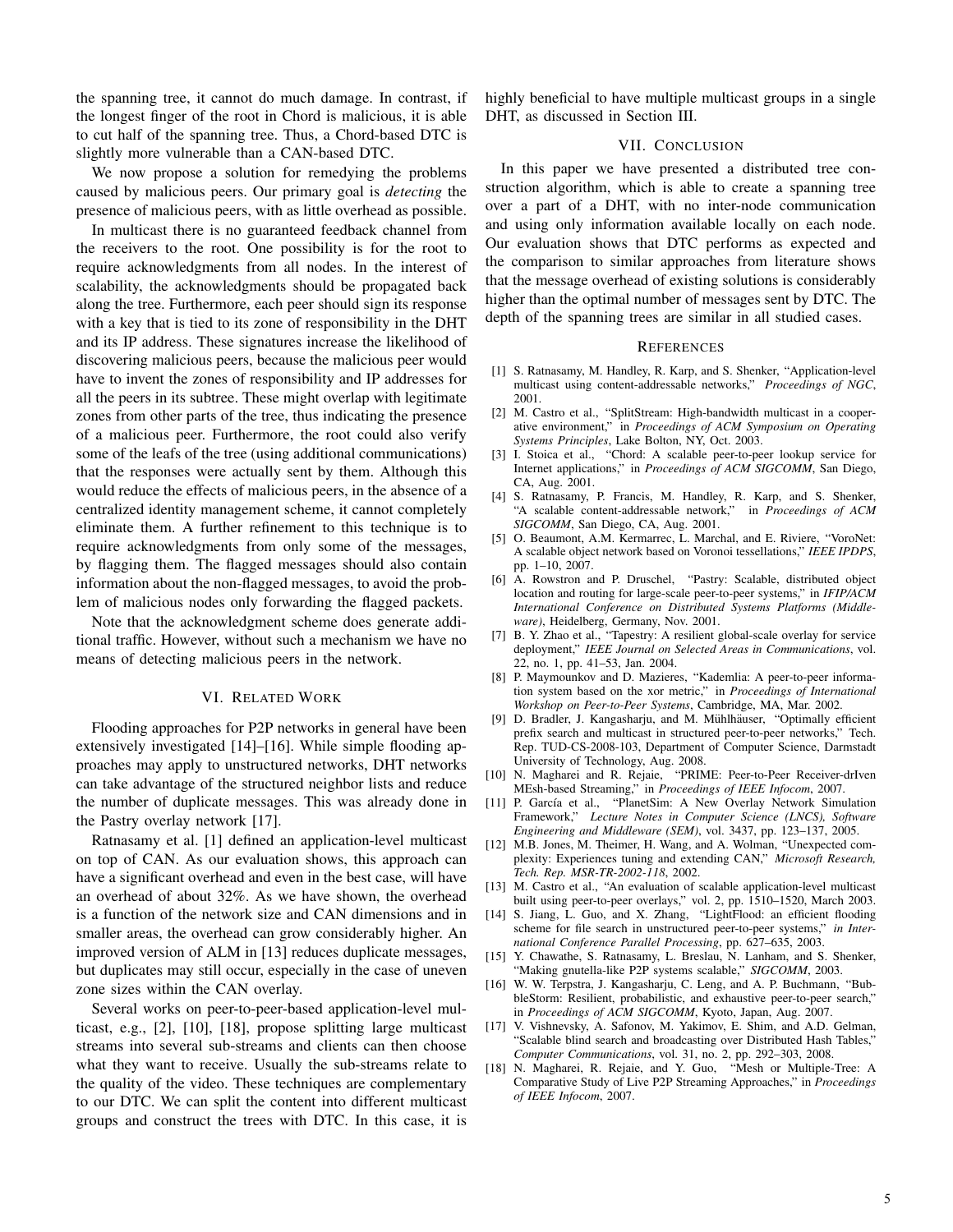the spanning tree, it cannot do much damage. In contrast, if the longest finger of the root in Chord is malicious, it is able to cut half of the spanning tree. Thus, a Chord-based DTC is slightly more vulnerable than a CAN-based DTC.

We now propose a solution for remedying the problems caused by malicious peers. Our primary goal is *detecting* the presence of malicious peers, with as little overhead as possible.

In multicast there is no guaranteed feedback channel from the receivers to the root. One possibility is for the root to require acknowledgments from all nodes. In the interest of scalability, the acknowledgments should be propagated back along the tree. Furthermore, each peer should sign its response with a key that is tied to its zone of responsibility in the DHT and its IP address. These signatures increase the likelihood of discovering malicious peers, because the malicious peer would have to invent the zones of responsibility and IP addresses for all the peers in its subtree. These might overlap with legitimate zones from other parts of the tree, thus indicating the presence of a malicious peer. Furthermore, the root could also verify some of the leafs of the tree (using additional communications) that the responses were actually sent by them. Although this would reduce the effects of malicious peers, in the absence of a centralized identity management scheme, it cannot completely eliminate them. A further refinement to this technique is to require acknowledgments from only some of the messages, by flagging them. The flagged messages should also contain information about the non-flagged messages, to avoid the problem of malicious nodes only forwarding the flagged packets.

Note that the acknowledgment scheme does generate additional traffic. However, without such a mechanism we have no means of detecting malicious peers in the network.

## VI. Related Work

Flooding approaches for P2P networks in general have been extensively investigated [14]–[16]. While simple flooding approaches may apply to unstructured networks, DHT networks can take advantage of the structured neighbor lists and reduce the number of duplicate messages. This was already done in the Pastry overlay network [17].

Ratnasamy et al. [1] defined an application-level multicast on top of CAN. As our evaluation shows, this approach can have a significant overhead and even in the best case, will have an overhead of about 32%. As we have shown, the overhead is a function of the network size and CAN dimensions and in smaller areas, the overhead can grow considerably higher. An improved version of ALM in [13] reduces duplicate messages, but duplicates may still occur, especially in the case of uneven zone sizes within the CAN overlay.

Several works on peer-to-peer-based application-level multicast, e.g., [2], [10], [18], propose splitting large multicast streams into several sub-streams and clients can then choose what they want to receive. Usually the sub-streams relate to the quality of the video. These techniques are complementary to our DTC. We can split the content into different multicast groups and construct the trees with DTC. In this case, it is highly beneficial to have multiple multicast groups in a single DHT, as discussed in Section III.

## VII. Conclusion

In this paper we have presented a distributed tree construction algorithm, which is able to create a spanning tree over a part of a DHT, with no inter-node communication and using only information available locally on each node. Our evaluation shows that DTC performs as expected and the comparison to similar approaches from literature shows that the message overhead of existing solutions is considerably higher than the optimal number of messages sent by DTC. The depth of the spanning trees are similar in all studied cases.

## References

[1] S. Ratnasamy, M. Handley, R. Karp, and S. Shenker, "Application-level multicast using content-addressable networks," *Proceedings of NGC*, 2001.

[2] M. Castro et al., "SplitStream: High-bandwidth multicast in a cooperative environment," in *Proceedings of ACM Symposium on Operating Systems Principles*, Lake Bolton, NY, Oct. 2003.

[3] I. Stoica et al., "Chord: A scalable peer-to-peer lookup service for Internet applications," in *Proceedings of ACM SIGCOMM*, San Diego, CA, Aug. 2001.

[4] S. Ratnasamy, P. Francis, M. Handley, R. Karp, and S. Shenker, "A scalable content-addressable network," in *Proceedings of ACM SIGCOMM*, San Diego, CA, Aug. 2001.

[5] O. Beaumont, A.M. Kermarrec, L. Marchal, and E. Riviere, "VoroNet: A scalable object network based on Voronoi tessellations," *IEEE IPDPS*, pp. 1–10, 2007.

[6] A. Rowstron and P. Druschel, "Pastry: Scalable, distributed object location and routing for large-scale peer-to-peer systems," in *IFIP/ACM International Conference on Distributed Systems Platforms (Middleware)*, Heidelberg, Germany, Nov. 2001.

[7] B. Y. Zhao et al., "Tapestry: A resilient global-scale overlay for service deployment," *IEEE Journal on Selected Areas in Communications*, vol. 22, no. 1, pp. 41–53, Jan. 2004.

[8] P. Maymounkov and D. Mazieres, "Kademlia: A peer-to-peer information system based on the xor metric," in *Proceedings of International Workshop on Peer-to-Peer Systems*, Cambridge, MA, Mar. 2002.

[9] D. Bradler, J. Kangasharju, and M. Mühlhäuser, "Optimally efficient prefix search and multicast in structured peer-to-peer networks," Tech. Rep. TUD-CS-2008-103, Department of Computer Science, Darmstadt University of Technology, Aug. 2008.

[10] N. Magharei and R. Rejaie, "PRIME: Peer-to-Peer Receiver-drIven MEsh-based Streaming," in *Proceedings of IEEE Infocom*, 2007.

[11] P. García et al., "PlanetSim: A New Overlay Network Simulation Framework," *Lecture Notes in Computer Science (LNCS), Software Engineering and Middleware (SEM)*, vol. 3437, pp. 123–137, 2005.

[12] M.B. Jones, M. Theimer, H. Wang, and A. Wolman, "Unexpected complexity: Experiences tuning and extending CAN," *Microsoft Research, Tech. Rep. MSR-TR-2002-118*, 2002.

[13] M. Castro et al., "An evaluation of scalable application-level multicast built using peer-to-peer overlays," vol. 2, pp. 1510–1520, March 2003.

[14] S. Jiang, L. Guo, and X. Zhang, "LightFlood: an efficient flooding scheme for file search in unstructured peer-to-peer systems," *in International Conference Parallel Processing*, pp. 627–635, 2003.

[15] Y. Chawathe, S. Ratnasamy, L. Breslau, N. Lanham, and S. Shenker, "Making gnutella-like P2P systems scalable," *SIGCOMM*, 2003.

[16] W. W. Terpstra, J. Kangasharju, C. Leng, and A. P. Buchmann, "BubbleStorm: Resilient, probabilistic, and exhaustive peer-to-peer search," in *Proceedings of ACM SIGCOMM*, Kyoto, Japan, Aug. 2007.

[17] V. Vishnevsky, A. Safonov, M. Yakimov, E. Shim, and A.D. Gelman, "Scalable blind search and broadcasting over Distributed Hash Tables," *Computer Communications*, vol. 31, no. 2, pp. 292–303, 2008.

[18] N. Magharei, R. Rejaie, and Y. Guo, "Mesh or Multiple-Tree: A Comparative Study of Live P2P Streaming Approaches," in *Proceedings of IEEE Infocom*, 2007.